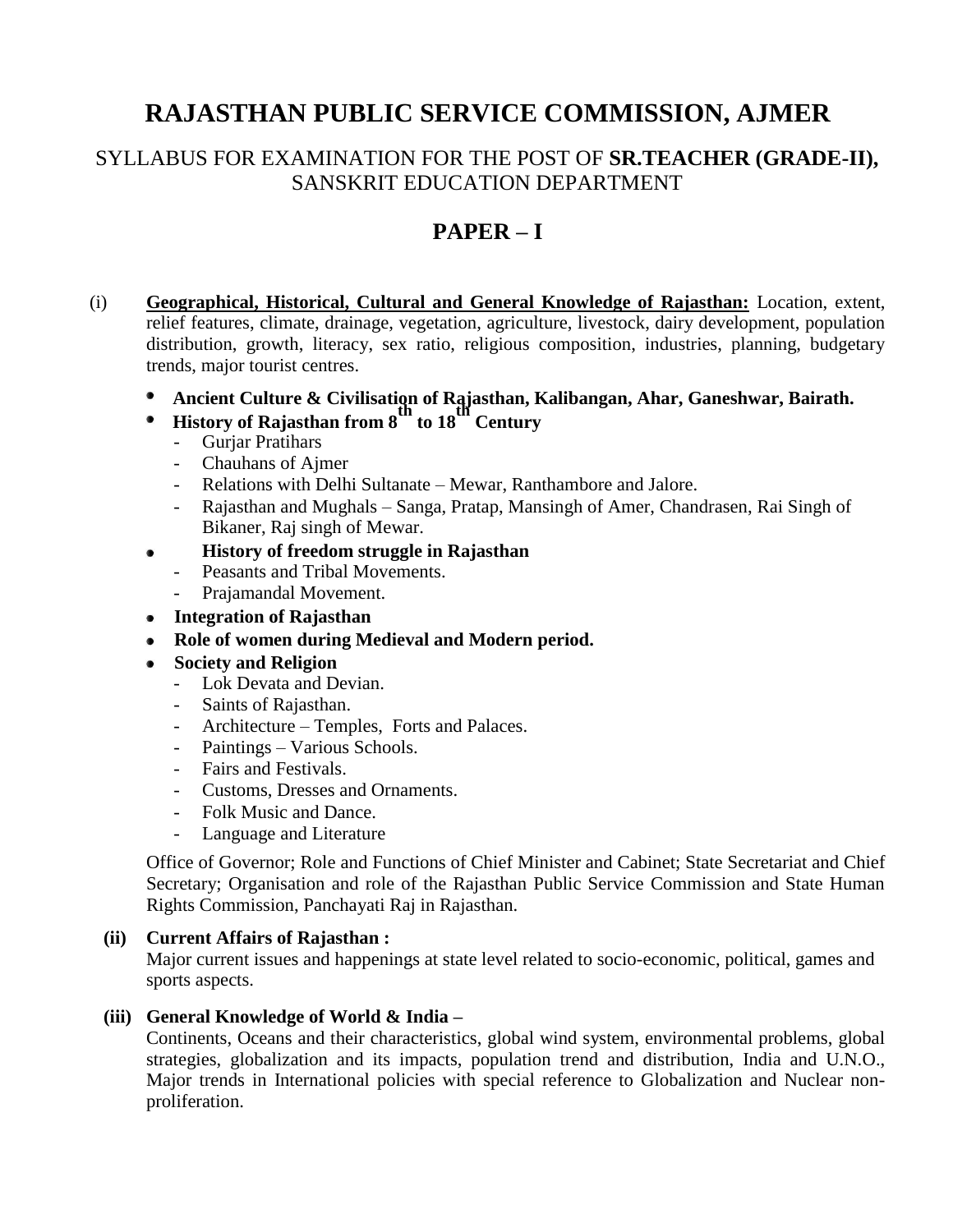# RAJASTHAN PUBLIC SERVICE COMMISSION, AJMER

## SYLLABUS FOR EXAMINATION FOR THE POST OF **SR.TEACHER (GRADE-II),** SANSKRIT EDUCATION DEPARTMENT

## PAPER – I

(i) **Geographical, Historical, Cultural and General Knowledge of Rajasthan:** Location, extent, relief features, climate, drainage, vegetation, agriculture, livestock, dairy development, population distribution, growth, literacy, sex ratio, religious composition, industries, planning, budgetary trends, major tourist centres.

- **Ancient Culture & Civilisation of Rajasthan, Kalibangan, Ahar, Ganeshwar, Bairath.**
- **History of Rajasthan from 8th to 18th Century**
  - Gurjar Pratihars
  - Chauhans of Ajmer
  - Relations with Delhi Sultanate – Mewar, Ranthambore and Jalore.
  - Rajasthan and Mughals – Sanga, Pratap, Mansingh of Amer, Chandrasen, Rai Singh of Bikaner, Raj singh of Mewar.
- **History of freedom struggle in Rajasthan**
  - Peasants and Tribal Movements.
  - Prajamandal Movement.
- **Integration of Rajasthan**
- **Role of women during Medieval and Modern period.**
- **Society and Religion**
  - Lok Devata and Devian.
  - Saints of Rajasthan.
  - Architecture – Temples, Forts and Palaces.
  - Paintings – Various Schools.
  - Fairs and Festivals.
  - Customs, Dresses and Ornaments.
  - Folk Music and Dance.
  - Language and Literature

Office of Governor; Role and Functions of Chief Minister and Cabinet; State Secretariat and Chief Secretary; Organisation and role of the Rajasthan Public Service Commission and State Human Rights Commission, Panchayati Raj in Rajasthan.

**(ii) Current Affairs of Rajasthan :**
Major current issues and happenings at state level related to socio-economic, political, games and sports aspects.

**(iii) General Knowledge of World & India –**
Continents, Oceans and their characteristics, global wind system, environmental problems, global strategies, globalization and its impacts, population trend and distribution, India and U.N.O., Major trends in International policies with special reference to Globalization and Nuclear non-proliferation.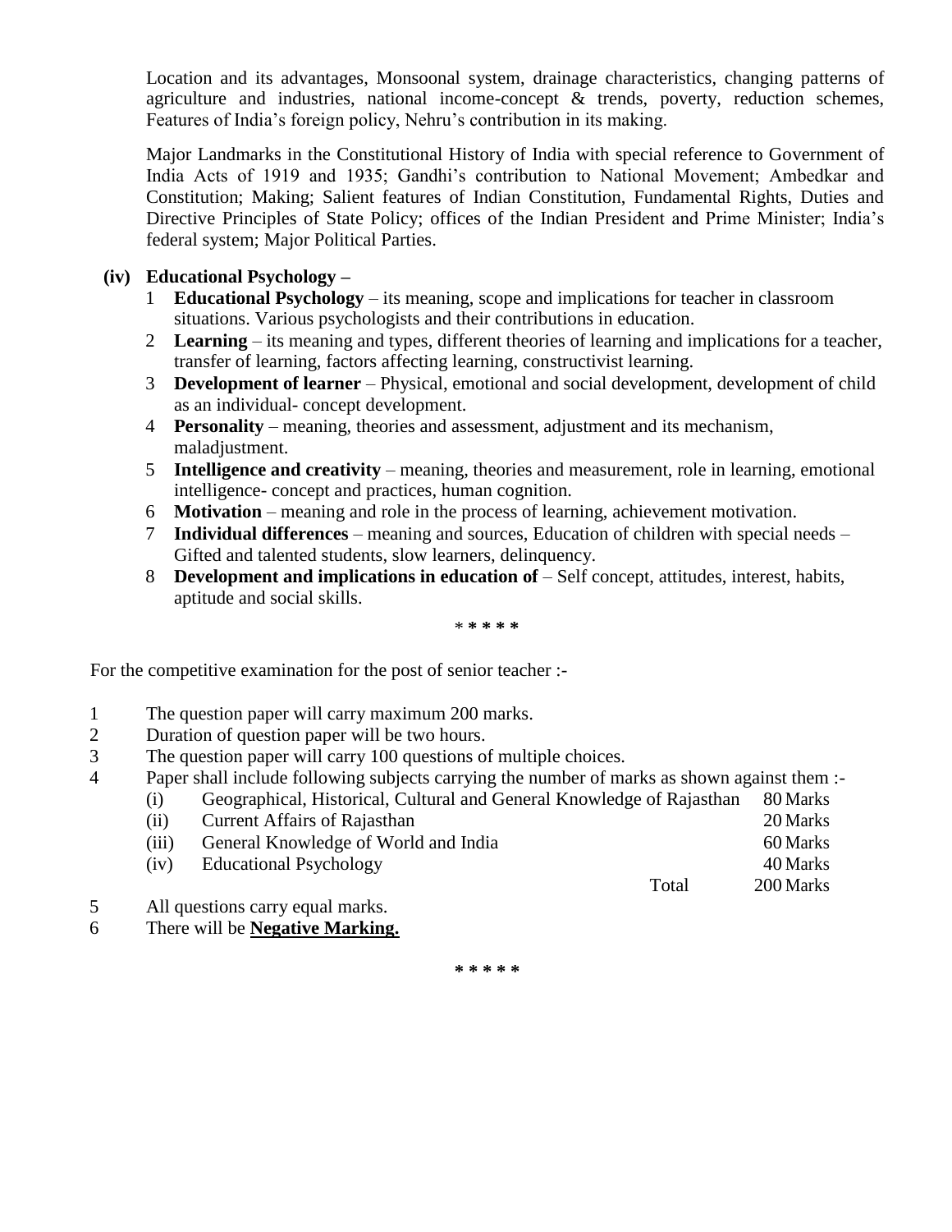Location and its advantages, Monsoonal system, drainage characteristics, changing patterns of agriculture and industries, national income-concept & trends, poverty, reduction schemes, Features of India's foreign policy, Nehru's contribution in its making.

Major Landmarks in the Constitutional History of India with special reference to Government of India Acts of 1919 and 1935; Gandhi's contribution to National Movement; Ambedkar and Constitution; Making; Salient features of Indian Constitution, Fundamental Rights, Duties and Directive Principles of State Policy; offices of the Indian President and Prime Minister; India's federal system; Major Political Parties.

**(iv) Educational Psychology –**

1. **Educational Psychology** – its meaning, scope and implications for teacher in classroom situations. Various psychologists and their contributions in education.
2. **Learning** – its meaning and types, different theories of learning and implications for a teacher, transfer of learning, factors affecting learning, constructivist learning.
3. **Development of learner** – Physical, emotional and social development, development of child as an individual- concept development.
4. **Personality** – meaning, theories and assessment, adjustment and its mechanism, maladjustment.
5. **Intelligence and creativity** – meaning, theories and measurement, role in learning, emotional intelligence- concept and practices, human cognition.
6. **Motivation** – meaning and role in the process of learning, achievement motivation.
7. **Individual differences** – meaning and sources, Education of children with special needs – Gifted and talented students, slow learners, delinquency.
8. **Development and implications in education of** – Self concept, attitudes, interest, habits, aptitude and social skills.

\* \* \* \* \*

For the competitive examination for the post of senior teacher :-

1. The question paper will carry maximum 200 marks.
2. Duration of question paper will be two hours.
3. The question paper will carry 100 questions of multiple choices.
4. Paper shall include following subjects carrying the number of marks as shown against them :-

| | | |
|---|---|---|
| (i) | Geographical, Historical, Cultural and General Knowledge of Rajasthan | 80 Marks |
| (ii) | Current Affairs of Rajasthan | 20 Marks |
| (iii) | General Knowledge of World and India | 60 Marks |
| (iv) | Educational Psychology | 40 Marks |
| | Total | 200 Marks |

5. All questions carry equal marks.
6. There will be **Negative Marking.**

\* \* \* \* \*